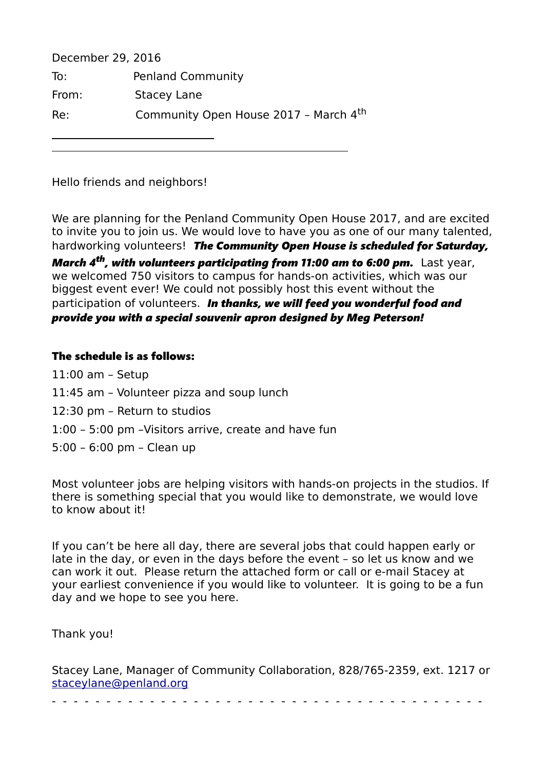December 29, 2016

To: Penland Community

From: Stacey Lane

Re: Community Open House 2017 – March 4th

---

Hello friends and neighbors!

We are planning for the Penland Community Open House 2017, and are excited to invite you to join us. We would love to have you as one of our many talented, hardworking volunteers! ***The Community Open House is scheduled for Saturday, March 4th, with volunteers participating from 11:00 am to 6:00 pm.*** Last year, we welcomed 750 visitors to campus for hands-on activities, which was our biggest event ever! We could not possibly host this event without the participation of volunteers. ***In thanks, we will feed you wonderful food and provide you with a special souvenir apron designed by Meg Peterson!***

**The schedule is as follows:**

11:00 am – Setup

11:45 am – Volunteer pizza and soup lunch

12:30 pm – Return to studios

1:00 – 5:00 pm –Visitors arrive, create and have fun

5:00 – 6:00 pm – Clean up

Most volunteer jobs are helping visitors with hands-on projects in the studios. If there is something special that you would like to demonstrate, we would love to know about it!

If you can't be here all day, there are several jobs that could happen early or late in the day, or even in the days before the event – so let us know and we can work it out. Please return the attached form or call or e-mail Stacey at your earliest convenience if you would like to volunteer. It is going to be a fun day and we hope to see you here.

Thank you!

Stacey Lane, Manager of Community Collaboration, 828/765-2359, ext. 1217 or staceylane@penland.org

- - - - - - - - - - - - - - - - - - - - - - - - - - - - - - - - - - - - - - - - - -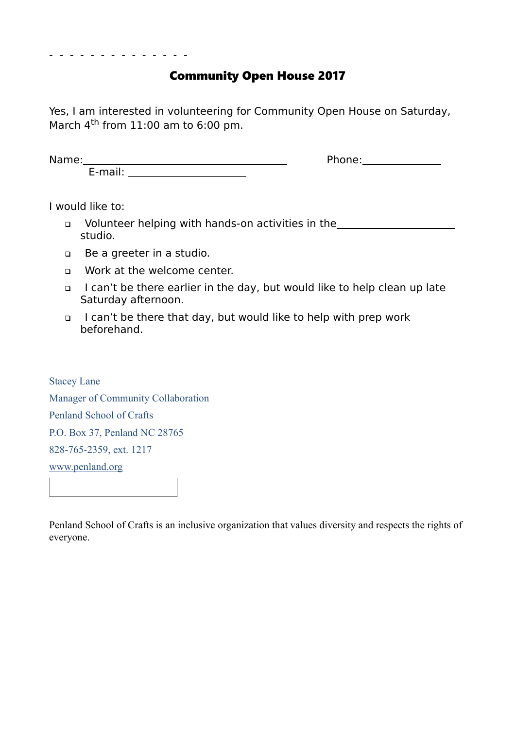- - - - - - - - - - - - - -

## Community Open House 2017

Yes, I am interested in volunteering for Community Open House on Saturday, March 4th from 11:00 am to 6:00 pm.

Name:_______________________________________ Phone:_______________
E-mail: ______________________

I would like to:

- Volunteer helping with hands-on activities in the______________________ studio.
- Be a greeter in a studio.
- Work at the welcome center.
- I can't be there earlier in the day, but would like to help clean up late Saturday afternoon.
- I can't be there that day, but would like to help with prep work beforehand.

Stacey Lane
Manager of Community Collaboration
Penland School of Crafts
P.O. Box 37, Penland NC 28765
828-765-2359, ext. 1217
www.penland.org

Penland School of Crafts is an inclusive organization that values diversity and respects the rights of everyone.